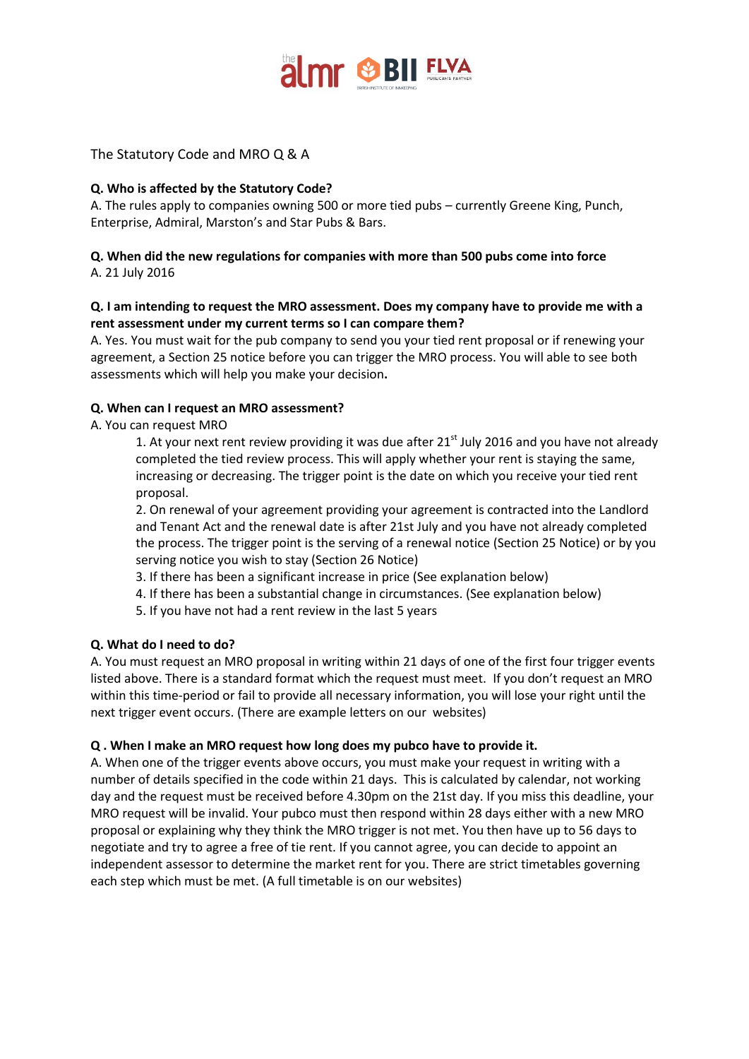# The Statutory Code and MRO Q & A

**Q. Who is affected by the Statutory Code?**

A. The rules apply to companies owning 500 or more tied pubs – currently Greene King, Punch, Enterprise, Admiral, Marston's and Star Pubs & Bars.

**Q. When did the new regulations for companies with more than 500 pubs come into force**

A. 21 July 2016

**Q. I am intending to request the MRO assessment. Does my company have to provide me with a rent assessment under my current terms so I can compare them?**

A. Yes. You must wait for the pub company to send you your tied rent proposal or if renewing your agreement, a Section 25 notice before you can trigger the MRO process. You will able to see both assessments which will help you make your decision**.**

**Q. When can I request an MRO assessment?**

A. You can request MRO

1. At your next rent review providing it was due after 21st July 2016 and you have not already completed the tied review process. This will apply whether your rent is staying the same, increasing or decreasing. The trigger point is the date on which you receive your tied rent proposal.
2. On renewal of your agreement providing your agreement is contracted into the Landlord and Tenant Act and the renewal date is after 21st July and you have not already completed the process. The trigger point is the serving of a renewal notice (Section 25 Notice) or by you serving notice you wish to stay (Section 26 Notice)
3. If there has been a significant increase in price (See explanation below)
4. If there has been a substantial change in circumstances. (See explanation below)
5. If you have not had a rent review in the last 5 years

**Q. What do I need to do?**

A. You must request an MRO proposal in writing within 21 days of one of the first four trigger events listed above. There is a standard format which the request must meet. If you don't request an MRO within this time-period or fail to provide all necessary information, you will lose your right until the next trigger event occurs. (There are example letters on our websites)

**Q . When I make an MRO request how long does my pubco have to provide it.**

A. When one of the trigger events above occurs, you must make your request in writing with a number of details specified in the code within 21 days. This is calculated by calendar, not working day and the request must be received before 4.30pm on the 21st day. If you miss this deadline, your MRO request will be invalid. Your pubco must then respond within 28 days either with a new MRO proposal or explaining why they think the MRO trigger is not met. You then have up to 56 days to negotiate and try to agree a free of tie rent. If you cannot agree, you can decide to appoint an independent assessor to determine the market rent for you. There are strict timetables governing each step which must be met. (A full timetable is on our websites)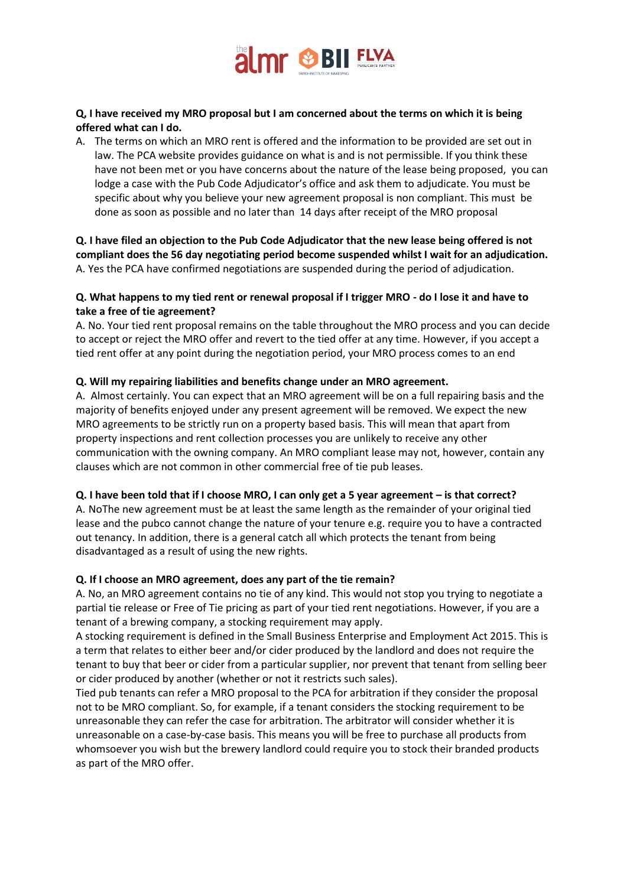**Q, I have received my MRO proposal but I am concerned about the terms on which it is being offered what can I do.**

A. The terms on which an MRO rent is offered and the information to be provided are set out in law. The PCA website provides guidance on what is and is not permissible. If you think these have not been met or you have concerns about the nature of the lease being proposed, you can lodge a case with the Pub Code Adjudicator's office and ask them to adjudicate. You must be specific about why you believe your new agreement proposal is non compliant. This must be done as soon as possible and no later than 14 days after receipt of the MRO proposal

**Q. I have filed an objection to the Pub Code Adjudicator that the new lease being offered is not compliant does the 56 day negotiating period become suspended whilst I wait for an adjudication.**

A. Yes the PCA have confirmed negotiations are suspended during the period of adjudication.

**Q. What happens to my tied rent or renewal proposal if I trigger MRO - do I lose it and have to take a free of tie agreement?**

A. No. Your tied rent proposal remains on the table throughout the MRO process and you can decide to accept or reject the MRO offer and revert to the tied offer at any time. However, if you accept a tied rent offer at any point during the negotiation period, your MRO process comes to an end

**Q. Will my repairing liabilities and benefits change under an MRO agreement.**

A. Almost certainly. You can expect that an MRO agreement will be on a full repairing basis and the majority of benefits enjoyed under any present agreement will be removed. We expect the new MRO agreements to be strictly run on a property based basis. This will mean that apart from property inspections and rent collection processes you are unlikely to receive any other communication with the owning company. An MRO compliant lease may not, however, contain any clauses which are not common in other commercial free of tie pub leases.

**Q. I have been told that if I choose MRO, I can only get a 5 year agreement – is that correct?**

A. NoThe new agreement must be at least the same length as the remainder of your original tied lease and the pubco cannot change the nature of your tenure e.g. require you to have a contracted out tenancy. In addition, there is a general catch all which protects the tenant from being disadvantaged as a result of using the new rights.

**Q. If I choose an MRO agreement, does any part of the tie remain?**

A. No, an MRO agreement contains no tie of any kind. This would not stop you trying to negotiate a partial tie release or Free of Tie pricing as part of your tied rent negotiations. However, if you are a tenant of a brewing company, a stocking requirement may apply.

A stocking requirement is defined in the Small Business Enterprise and Employment Act 2015. This is a term that relates to either beer and/or cider produced by the landlord and does not require the tenant to buy that beer or cider from a particular supplier, nor prevent that tenant from selling beer or cider produced by another (whether or not it restricts such sales).

Tied pub tenants can refer a MRO proposal to the PCA for arbitration if they consider the proposal not to be MRO compliant. So, for example, if a tenant considers the stocking requirement to be unreasonable they can refer the case for arbitration. The arbitrator will consider whether it is unreasonable on a case-by-case basis. This means you will be free to purchase all products from whomsoever you wish but the brewery landlord could require you to stock their branded products as part of the MRO offer.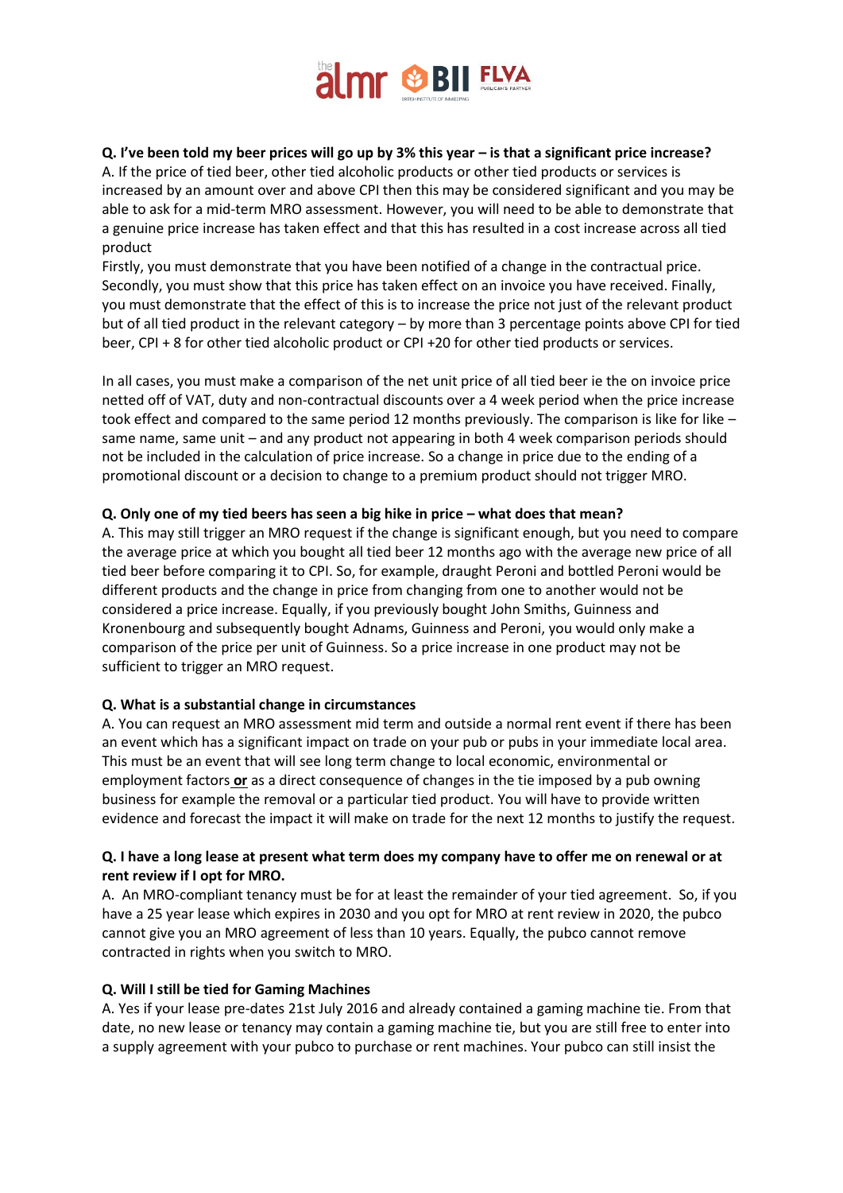**Q. I've been told my beer prices will go up by 3% this year – is that a significant price increase?**

A. If the price of tied beer, other tied alcoholic products or other tied products or services is increased by an amount over and above CPI then this may be considered significant and you may be able to ask for a mid-term MRO assessment. However, you will need to be able to demonstrate that a genuine price increase has taken effect and that this has resulted in a cost increase across all tied product

Firstly, you must demonstrate that you have been notified of a change in the contractual price. Secondly, you must show that this price has taken effect on an invoice you have received. Finally, you must demonstrate that the effect of this is to increase the price not just of the relevant product but of all tied product in the relevant category – by more than 3 percentage points above CPI for tied beer, CPI + 8 for other tied alcoholic product or CPI +20 for other tied products or services.

In all cases, you must make a comparison of the net unit price of all tied beer ie the on invoice price netted off of VAT, duty and non-contractual discounts over a 4 week period when the price increase took effect and compared to the same period 12 months previously. The comparison is like for like – same name, same unit – and any product not appearing in both 4 week comparison periods should not be included in the calculation of price increase. So a change in price due to the ending of a promotional discount or a decision to change to a premium product should not trigger MRO.

**Q. Only one of my tied beers has seen a big hike in price – what does that mean?**

A. This may still trigger an MRO request if the change is significant enough, but you need to compare the average price at which you bought all tied beer 12 months ago with the average new price of all tied beer before comparing it to CPI. So, for example, draught Peroni and bottled Peroni would be different products and the change in price from changing from one to another would not be considered a price increase. Equally, if you previously bought John Smiths, Guinness and Kronenbourg and subsequently bought Adnams, Guinness and Peroni, you would only make a comparison of the price per unit of Guinness. So a price increase in one product may not be sufficient to trigger an MRO request.

**Q. What is a substantial change in circumstances**

A. You can request an MRO assessment mid term and outside a normal rent event if there has been an event which has a significant impact on trade on your pub or pubs in your immediate local area. This must be an event that will see long term change to local economic, environmental or employment factors **or** as a direct consequence of changes in the tie imposed by a pub owning business for example the removal or a particular tied product. You will have to provide written evidence and forecast the impact it will make on trade for the next 12 months to justify the request.

**Q. I have a long lease at present what term does my company have to offer me on renewal or at rent review if I opt for MRO.**

A. An MRO-compliant tenancy must be for at least the remainder of your tied agreement. So, if you have a 25 year lease which expires in 2030 and you opt for MRO at rent review in 2020, the pubco cannot give you an MRO agreement of less than 10 years. Equally, the pubco cannot remove contracted in rights when you switch to MRO.

**Q. Will I still be tied for Gaming Machines**

A. Yes if your lease pre-dates 21st July 2016 and already contained a gaming machine tie. From that date, no new lease or tenancy may contain a gaming machine tie, but you are still free to enter into a supply agreement with your pubco to purchase or rent machines. Your pubco can still insist the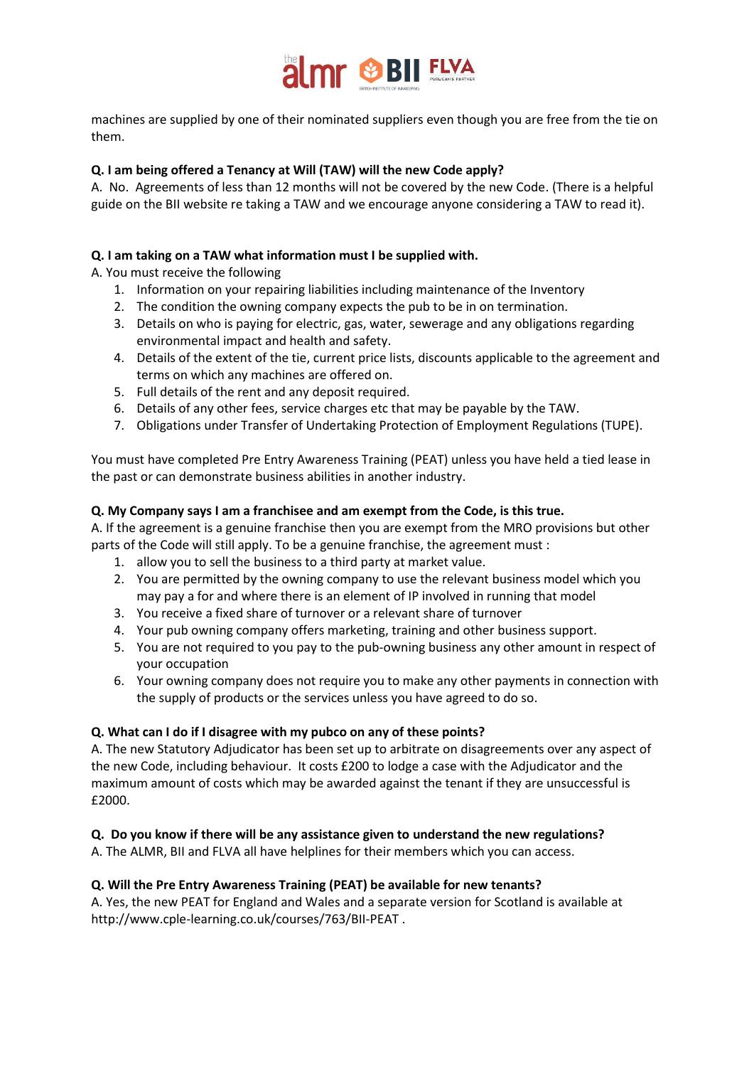machines are supplied by one of their nominated suppliers even though you are free from the tie on them.

**Q. I am being offered a Tenancy at Will (TAW) will the new Code apply?**

A. No. Agreements of less than 12 months will not be covered by the new Code. (There is a helpful guide on the BII website re taking a TAW and we encourage anyone considering a TAW to read it).

**Q. I am taking on a TAW what information must I be supplied with.**

A. You must receive the following

1. Information on your repairing liabilities including maintenance of the Inventory
2. The condition the owning company expects the pub to be in on termination.
3. Details on who is paying for electric, gas, water, sewerage and any obligations regarding environmental impact and health and safety.
4. Details of the extent of the tie, current price lists, discounts applicable to the agreement and terms on which any machines are offered on.
5. Full details of the rent and any deposit required.
6. Details of any other fees, service charges etc that may be payable by the TAW.
7. Obligations under Transfer of Undertaking Protection of Employment Regulations (TUPE).

You must have completed Pre Entry Awareness Training (PEAT) unless you have held a tied lease in the past or can demonstrate business abilities in another industry.

**Q. My Company says I am a franchisee and am exempt from the Code, is this true.**

A. If the agreement is a genuine franchise then you are exempt from the MRO provisions but other parts of the Code will still apply. To be a genuine franchise, the agreement must :

1. allow you to sell the business to a third party at market value.
2. You are permitted by the owning company to use the relevant business model which you may pay a for and where there is an element of IP involved in running that model
3. You receive a fixed share of turnover or a relevant share of turnover
4. Your pub owning company offers marketing, training and other business support.
5. You are not required to you pay to the pub-owning business any other amount in respect of your occupation
6. Your owning company does not require you to make any other payments in connection with the supply of products or the services unless you have agreed to do so.

**Q. What can I do if I disagree with my pubco on any of these points?**

A. The new Statutory Adjudicator has been set up to arbitrate on disagreements over any aspect of the new Code, including behaviour. It costs £200 to lodge a case with the Adjudicator and the maximum amount of costs which may be awarded against the tenant if they are unsuccessful is £2000.

**Q. Do you know if there will be any assistance given to understand the new regulations?**

A. The ALMR, BII and FLVA all have helplines for their members which you can access.

**Q. Will the Pre Entry Awareness Training (PEAT) be available for new tenants?**

A. Yes, the new PEAT for England and Wales and a separate version for Scotland is available at http://www.cple-learning.co.uk/courses/763/BII-PEAT .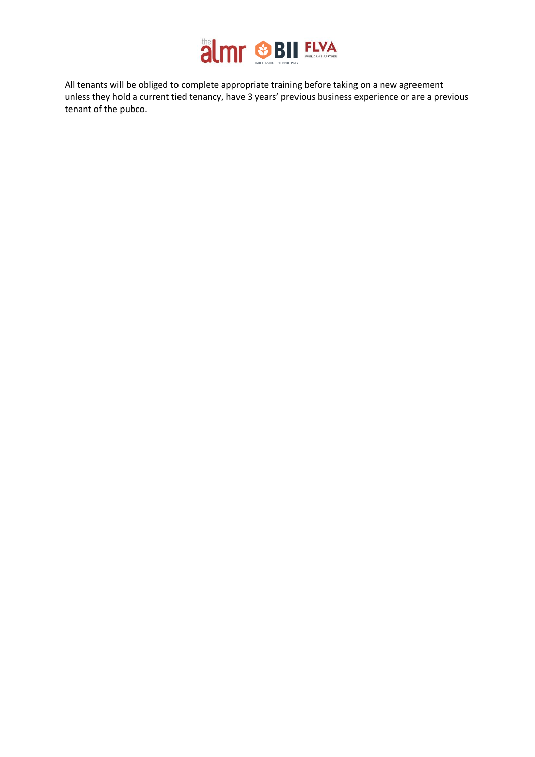All tenants will be obliged to complete appropriate training before taking on a new agreement unless they hold a current tied tenancy, have 3 years' previous business experience or are a previous tenant of the pubco.